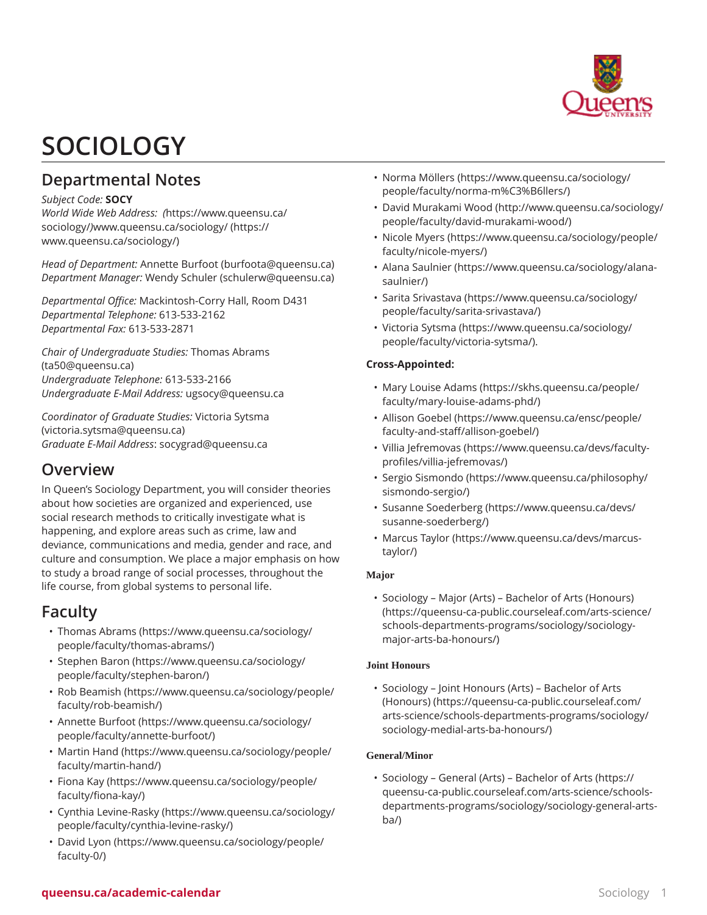// SOCIOLOGY

## Departmental Notes

*Subject Code:* **SOCY**
*World Wide Web Address: (*https://www.queensu.ca/sociology/)www.queensu.ca/sociology/ (https://www.queensu.ca/sociology/)

*Head of Department:* Annette Burfoot (burfoota@queensu.ca)
*Department Manager:* Wendy Schuler (schulerw@queensu.ca)

*Departmental Office:* Mackintosh-Corry Hall, Room D431
*Departmental Telephone:* 613-533-2162
*Departmental Fax:* 613-533-2871

*Chair of Undergraduate Studies:* Thomas Abrams (ta50@queensu.ca)
*Undergraduate Telephone:* 613-533-2166
*Undergraduate E-Mail Address:* ugsocy@queensu.ca

*Coordinator of Graduate Studies:* Victoria Sytsma (victoria.sytsma@queensu.ca)
*Graduate E-Mail Address*: socygrad@queensu.ca

## Overview

In Queen's Sociology Department, you will consider theories about how societies are organized and experienced, use social research methods to critically investigate what is happening, and explore areas such as crime, law and deviance, communications and media, gender and race, and culture and consumption. We place a major emphasis on how to study a broad range of social processes, throughout the life course, from global systems to personal life.

## Faculty

- Thomas Abrams (https://www.queensu.ca/sociology/people/faculty/thomas-abrams/)
- Stephen Baron (https://www.queensu.ca/sociology/people/faculty/stephen-baron/)
- Rob Beamish (https://www.queensu.ca/sociology/people/faculty/rob-beamish/)
- Annette Burfoot (https://www.queensu.ca/sociology/people/faculty/annette-burfoot/)
- Martin Hand (https://www.queensu.ca/sociology/people/faculty/martin-hand/)
- Fiona Kay (https://www.queensu.ca/sociology/people/faculty/fiona-kay/)
- Cynthia Levine-Rasky (https://www.queensu.ca/sociology/people/faculty/cynthia-levine-rasky/)
- David Lyon (https://www.queensu.ca/sociology/people/faculty-0/)
- Norma Möllers (https://www.queensu.ca/sociology/people/faculty/norma-m%C3%B6llers/)
- David Murakami Wood (http://www.queensu.ca/sociology/people/faculty/david-murakami-wood/)
- Nicole Myers (https://www.queensu.ca/sociology/people/faculty/nicole-myers/)
- Alana Saulnier (https://www.queensu.ca/sociology/alana-saulnier/)
- Sarita Srivastava (https://www.queensu.ca/sociology/people/faculty/sarita-srivastava/)
- Victoria Sytsma (https://www.queensu.ca/sociology/people/faculty/victoria-sytsma/).

#### Cross-Appointed:

- Mary Louise Adams (https://skhs.queensu.ca/people/faculty/mary-louise-adams-phd/)
- Allison Goebel (https://www.queensu.ca/ensc/people/faculty-and-staff/allison-goebel/)
- Villia Jefremovas (https://www.queensu.ca/devs/faculty-profiles/villia-jefremovas/)
- Sergio Sismondo (https://www.queensu.ca/philosophy/sismondo-sergio/)
- Susanne Soederberg (https://www.queensu.ca/devs/susanne-soederberg/)
- Marcus Taylor (https://www.queensu.ca/devs/marcus-taylor/)

#### Major

- Sociology – Major (Arts) – Bachelor of Arts (Honours) (https://queensu-ca-public.courseleaf.com/arts-science/schools-departments-programs/sociology/sociology-major-arts-ba-honours/)

#### Joint Honours

- Sociology – Joint Honours (Arts) – Bachelor of Arts (Honours) (https://queensu-ca-public.courseleaf.com/arts-science/schools-departments-programs/sociology/sociology-medial-arts-ba-honours/)

#### General/Minor

- Sociology – General (Arts) – Bachelor of Arts (https://queensu-ca-public.courseleaf.com/arts-science/schools-departments-programs/sociology/sociology-general-arts-ba/)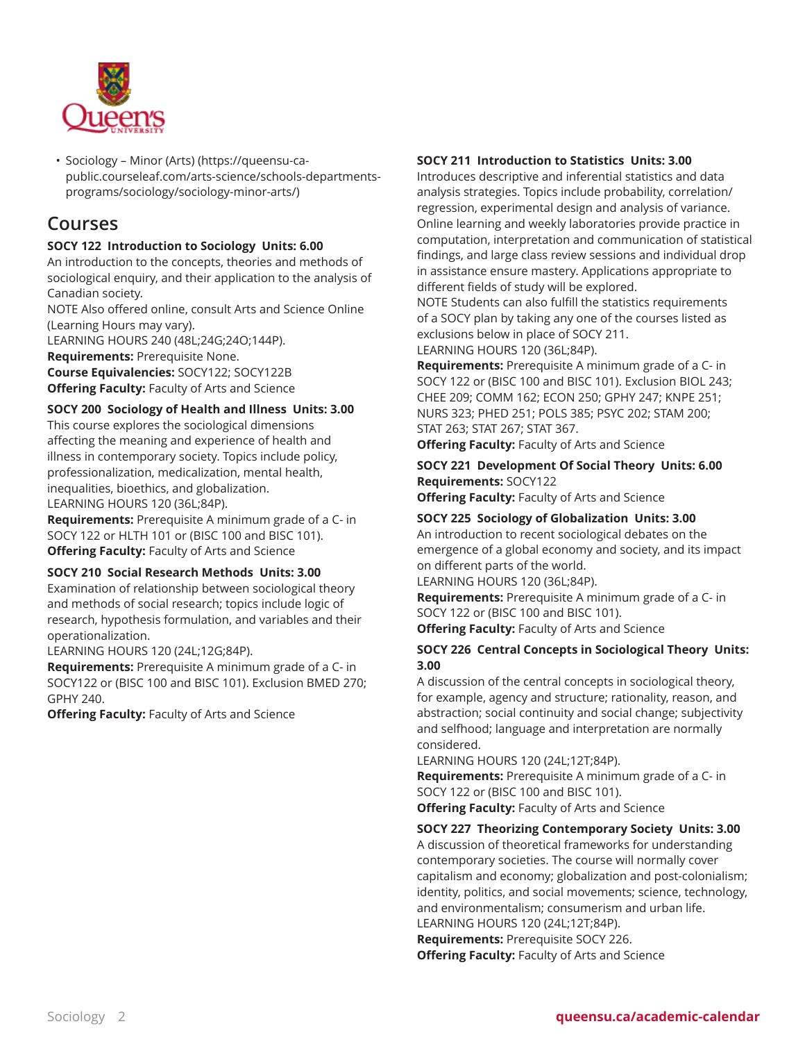- Sociology – Minor (Arts) (https://queensu-ca-public.courseleaf.com/arts-science/schools-departments-programs/sociology/sociology-minor-arts/)

## Courses

**SOCY 122 Introduction to Sociology Units: 6.00**
An introduction to the concepts, theories and methods of sociological enquiry, and their application to the analysis of Canadian society.
NOTE Also offered online, consult Arts and Science Online (Learning Hours may vary).
LEARNING HOURS 240 (48L;24G;24O;144P).
**Requirements:** Prerequisite None.
**Course Equivalencies:** SOCY122; SOCY122B
**Offering Faculty:** Faculty of Arts and Science

**SOCY 200 Sociology of Health and Illness Units: 3.00**
This course explores the sociological dimensions affecting the meaning and experience of health and illness in contemporary society. Topics include policy, professionalization, medicalization, mental health, inequalities, bioethics, and globalization.
LEARNING HOURS 120 (36L;84P).
**Requirements:** Prerequisite A minimum grade of a C- in SOCY 122 or HLTH 101 or (BISC 100 and BISC 101).
**Offering Faculty:** Faculty of Arts and Science

**SOCY 210 Social Research Methods Units: 3.00**
Examination of relationship between sociological theory and methods of social research; topics include logic of research, hypothesis formulation, and variables and their operationalization.
LEARNING HOURS 120 (24L;12G;84P).
**Requirements:** Prerequisite A minimum grade of a C- in SOCY122 or (BISC 100 and BISC 101). Exclusion BMED 270; GPHY 240.
**Offering Faculty:** Faculty of Arts and Science

**SOCY 211 Introduction to Statistics Units: 3.00**
Introduces descriptive and inferential statistics and data analysis strategies. Topics include probability, correlation/regression, experimental design and analysis of variance. Online learning and weekly laboratories provide practice in computation, interpretation and communication of statistical findings, and large class review sessions and individual drop in assistance ensure mastery. Applications appropriate to different fields of study will be explored.
NOTE Students can also fulfill the statistics requirements of a SOCY plan by taking any one of the courses listed as exclusions below in place of SOCY 211.
LEARNING HOURS 120 (36L;84P).
**Requirements:** Prerequisite A minimum grade of a C- in SOCY 122 or (BISC 100 and BISC 101). Exclusion BIOL 243; CHEE 209; COMM 162; ECON 250; GPHY 247; KNPE 251; NURS 323; PHED 251; POLS 385; PSYC 202; STAM 200; STAT 263; STAT 267; STAT 367.
**Offering Faculty:** Faculty of Arts and Science

**SOCY 221 Development Of Social Theory Units: 6.00**
**Requirements:** SOCY122
**Offering Faculty:** Faculty of Arts and Science

**SOCY 225 Sociology of Globalization Units: 3.00**
An introduction to recent sociological debates on the emergence of a global economy and society, and its impact on different parts of the world.
LEARNING HOURS 120 (36L;84P).
**Requirements:** Prerequisite A minimum grade of a C- in SOCY 122 or (BISC 100 and BISC 101).
**Offering Faculty:** Faculty of Arts and Science

**SOCY 226 Central Concepts in Sociological Theory Units: 3.00**
A discussion of the central concepts in sociological theory, for example, agency and structure; rationality, reason, and abstraction; social continuity and social change; subjectivity and selfhood; language and interpretation are normally considered.
LEARNING HOURS 120 (24L;12T;84P).
**Requirements:** Prerequisite A minimum grade of a C- in SOCY 122 or (BISC 100 and BISC 101).
**Offering Faculty:** Faculty of Arts and Science

**SOCY 227 Theorizing Contemporary Society Units: 3.00**
A discussion of theoretical frameworks for understanding contemporary societies. The course will normally cover capitalism and economy; globalization and post-colonialism; identity, politics, and social movements; science, technology, and environmentalism; consumerism and urban life.
LEARNING HOURS 120 (24L;12T;84P).
**Requirements:** Prerequisite SOCY 226.
**Offering Faculty:** Faculty of Arts and Science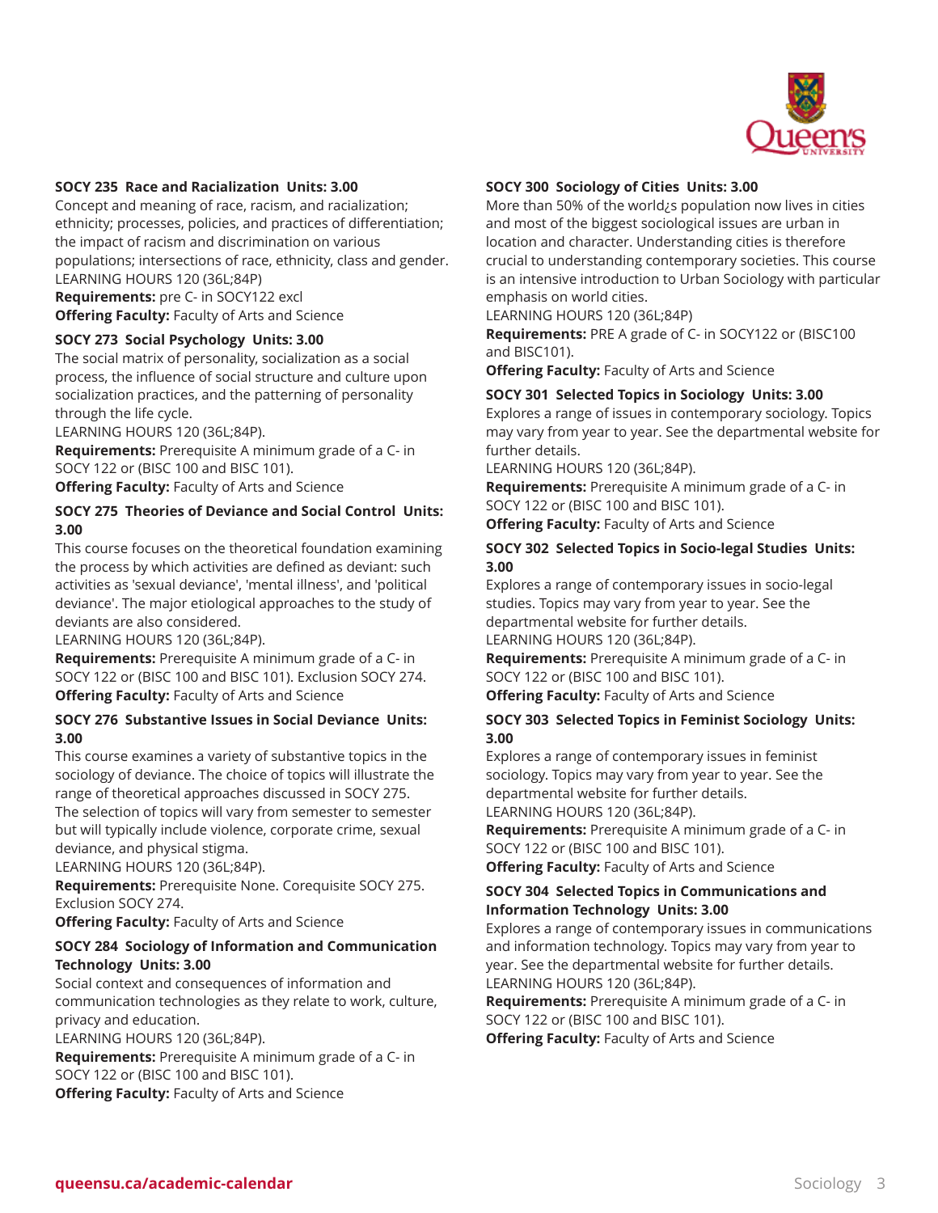**SOCY 235  Race and Racialization  Units: 3.00**
Concept and meaning of race, racism, and racialization; ethnicity; processes, policies, and practices of differentiation; the impact of racism and discrimination on various populations; intersections of race, ethnicity, class and gender.
LEARNING HOURS 120 (36L;84P)
**Requirements:** pre C- in SOCY122 excl
**Offering Faculty:** Faculty of Arts and Science

**SOCY 273  Social Psychology  Units: 3.00**
The social matrix of personality, socialization as a social process, the influence of social structure and culture upon socialization practices, and the patterning of personality through the life cycle.
LEARNING HOURS 120 (36L;84P).
**Requirements:** Prerequisite A minimum grade of a C- in SOCY 122 or (BISC 100 and BISC 101).
**Offering Faculty:** Faculty of Arts and Science

**SOCY 275  Theories of Deviance and Social Control  Units: 3.00**
This course focuses on the theoretical foundation examining the process by which activities are defined as deviant: such activities as 'sexual deviance', 'mental illness', and 'political deviance'. The major etiological approaches to the study of deviants are also considered.
LEARNING HOURS 120 (36L;84P).
**Requirements:** Prerequisite A minimum grade of a C- in SOCY 122 or (BISC 100 and BISC 101). Exclusion SOCY 274.
**Offering Faculty:** Faculty of Arts and Science

**SOCY 276  Substantive Issues in Social Deviance  Units: 3.00**
This course examines a variety of substantive topics in the sociology of deviance. The choice of topics will illustrate the range of theoretical approaches discussed in SOCY 275. The selection of topics will vary from semester to semester but will typically include violence, corporate crime, sexual deviance, and physical stigma.
LEARNING HOURS 120 (36L;84P).
**Requirements:** Prerequisite None. Corequisite SOCY 275. Exclusion SOCY 274.
**Offering Faculty:** Faculty of Arts and Science

**SOCY 284  Sociology of Information and Communication Technology  Units: 3.00**
Social context and consequences of information and communication technologies as they relate to work, culture, privacy and education.
LEARNING HOURS 120 (36L;84P).
**Requirements:** Prerequisite A minimum grade of a C- in SOCY 122 or (BISC 100 and BISC 101).
**Offering Faculty:** Faculty of Arts and Science

**SOCY 300  Sociology of Cities  Units: 3.00**
More than 50% of the world¿s population now lives in cities and most of the biggest sociological issues are urban in location and character. Understanding cities is therefore crucial to understanding contemporary societies. This course is an intensive introduction to Urban Sociology with particular emphasis on world cities.
LEARNING HOURS 120 (36L;84P)
**Requirements:** PRE A grade of C- in SOCY122 or (BISC100 and BISC101).
**Offering Faculty:** Faculty of Arts and Science

**SOCY 301  Selected Topics in Sociology  Units: 3.00**
Explores a range of issues in contemporary sociology. Topics may vary from year to year. See the departmental website for further details.
LEARNING HOURS 120 (36L;84P).
**Requirements:** Prerequisite A minimum grade of a C- in SOCY 122 or (BISC 100 and BISC 101).
**Offering Faculty:** Faculty of Arts and Science

**SOCY 302  Selected Topics in Socio-legal Studies  Units: 3.00**
Explores a range of contemporary issues in socio-legal studies. Topics may vary from year to year. See the departmental website for further details.
LEARNING HOURS 120 (36L;84P).
**Requirements:** Prerequisite A minimum grade of a C- in SOCY 122 or (BISC 100 and BISC 101).
**Offering Faculty:** Faculty of Arts and Science

**SOCY 303  Selected Topics in Feminist Sociology  Units: 3.00**
Explores a range of contemporary issues in feminist sociology. Topics may vary from year to year. See the departmental website for further details.
LEARNING HOURS 120 (36L;84P).
**Requirements:** Prerequisite A minimum grade of a C- in SOCY 122 or (BISC 100 and BISC 101).
**Offering Faculty:** Faculty of Arts and Science

**SOCY 304  Selected Topics in Communications and Information Technology  Units: 3.00**
Explores a range of contemporary issues in communications and information technology. Topics may vary from year to year. See the departmental website for further details.
LEARNING HOURS 120 (36L;84P).
**Requirements:** Prerequisite A minimum grade of a C- in SOCY 122 or (BISC 100 and BISC 101).
**Offering Faculty:** Faculty of Arts and Science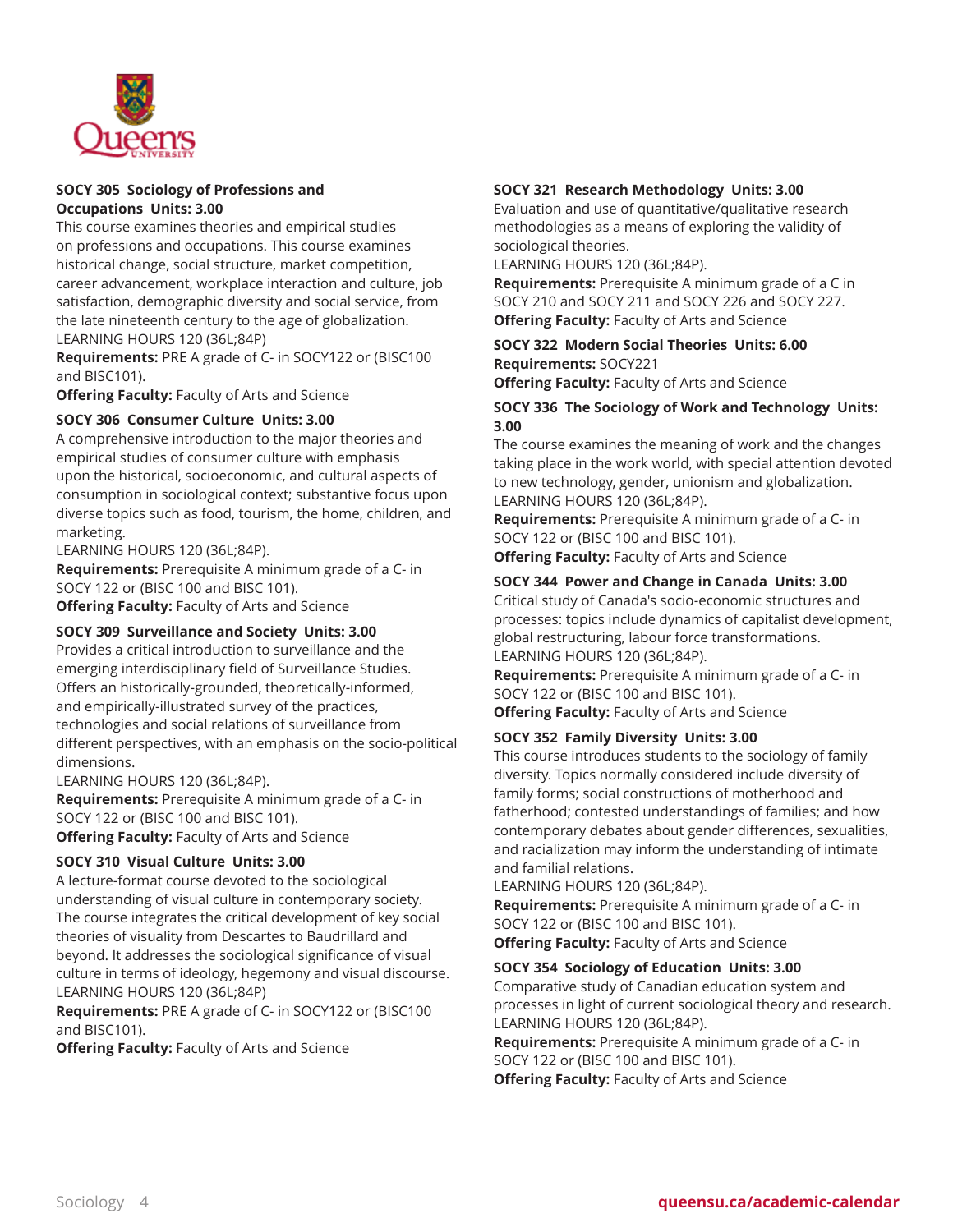### SOCY 305 Sociology of Professions and Occupations Units: 3.00

This course examines theories and empirical studies on professions and occupations. This course examines historical change, social structure, market competition, career advancement, workplace interaction and culture, job satisfaction, demographic diversity and social service, from the late nineteenth century to the age of globalization.
LEARNING HOURS 120 (36L;84P)
**Requirements:** PRE A grade of C- in SOCY122 or (BISC100 and BISC101).
**Offering Faculty:** Faculty of Arts and Science

### SOCY 306 Consumer Culture Units: 3.00

A comprehensive introduction to the major theories and empirical studies of consumer culture with emphasis upon the historical, socioeconomic, and cultural aspects of consumption in sociological context; substantive focus upon diverse topics such as food, tourism, the home, children, and marketing.
LEARNING HOURS 120 (36L;84P).
**Requirements:** Prerequisite A minimum grade of a C- in SOCY 122 or (BISC 100 and BISC 101).
**Offering Faculty:** Faculty of Arts and Science

### SOCY 309 Surveillance and Society Units: 3.00

Provides a critical introduction to surveillance and the emerging interdisciplinary field of Surveillance Studies. Offers an historically-grounded, theoretically-informed, and empirically-illustrated survey of the practices, technologies and social relations of surveillance from different perspectives, with an emphasis on the socio-political dimensions.
LEARNING HOURS 120 (36L;84P).
**Requirements:** Prerequisite A minimum grade of a C- in SOCY 122 or (BISC 100 and BISC 101).
**Offering Faculty:** Faculty of Arts and Science

### SOCY 310 Visual Culture Units: 3.00

A lecture-format course devoted to the sociological understanding of visual culture in contemporary society. The course integrates the critical development of key social theories of visuality from Descartes to Baudrillard and beyond. It addresses the sociological significance of visual culture in terms of ideology, hegemony and visual discourse.
LEARNING HOURS 120 (36L;84P)
**Requirements:** PRE A grade of C- in SOCY122 or (BISC100 and BISC101).
**Offering Faculty:** Faculty of Arts and Science

### SOCY 321 Research Methodology Units: 3.00

Evaluation and use of quantitative/qualitative research methodologies as a means of exploring the validity of sociological theories.
LEARNING HOURS 120 (36L;84P).
**Requirements:** Prerequisite A minimum grade of a C in SOCY 210 and SOCY 211 and SOCY 226 and SOCY 227.
**Offering Faculty:** Faculty of Arts and Science

### SOCY 322 Modern Social Theories Units: 6.00

**Requirements:** SOCY221
**Offering Faculty:** Faculty of Arts and Science

### SOCY 336 The Sociology of Work and Technology Units: 3.00

The course examines the meaning of work and the changes taking place in the work world, with special attention devoted to new technology, gender, unionism and globalization.
LEARNING HOURS 120 (36L;84P).
**Requirements:** Prerequisite A minimum grade of a C- in SOCY 122 or (BISC 100 and BISC 101).
**Offering Faculty:** Faculty of Arts and Science

### SOCY 344 Power and Change in Canada Units: 3.00

Critical study of Canada's socio-economic structures and processes: topics include dynamics of capitalist development, global restructuring, labour force transformations.
LEARNING HOURS 120 (36L;84P).
**Requirements:** Prerequisite A minimum grade of a C- in SOCY 122 or (BISC 100 and BISC 101).
**Offering Faculty:** Faculty of Arts and Science

### SOCY 352 Family Diversity Units: 3.00

This course introduces students to the sociology of family diversity. Topics normally considered include diversity of family forms; social constructions of motherhood and fatherhood; contested understandings of families; and how contemporary debates about gender differences, sexualities, and racialization may inform the understanding of intimate and familial relations.
LEARNING HOURS 120 (36L;84P).
**Requirements:** Prerequisite A minimum grade of a C- in SOCY 122 or (BISC 100 and BISC 101).
**Offering Faculty:** Faculty of Arts and Science

### SOCY 354 Sociology of Education Units: 3.00

Comparative study of Canadian education system and processes in light of current sociological theory and research.
LEARNING HOURS 120 (36L;84P).
**Requirements:** Prerequisite A minimum grade of a C- in SOCY 122 or (BISC 100 and BISC 101).
**Offering Faculty:** Faculty of Arts and Science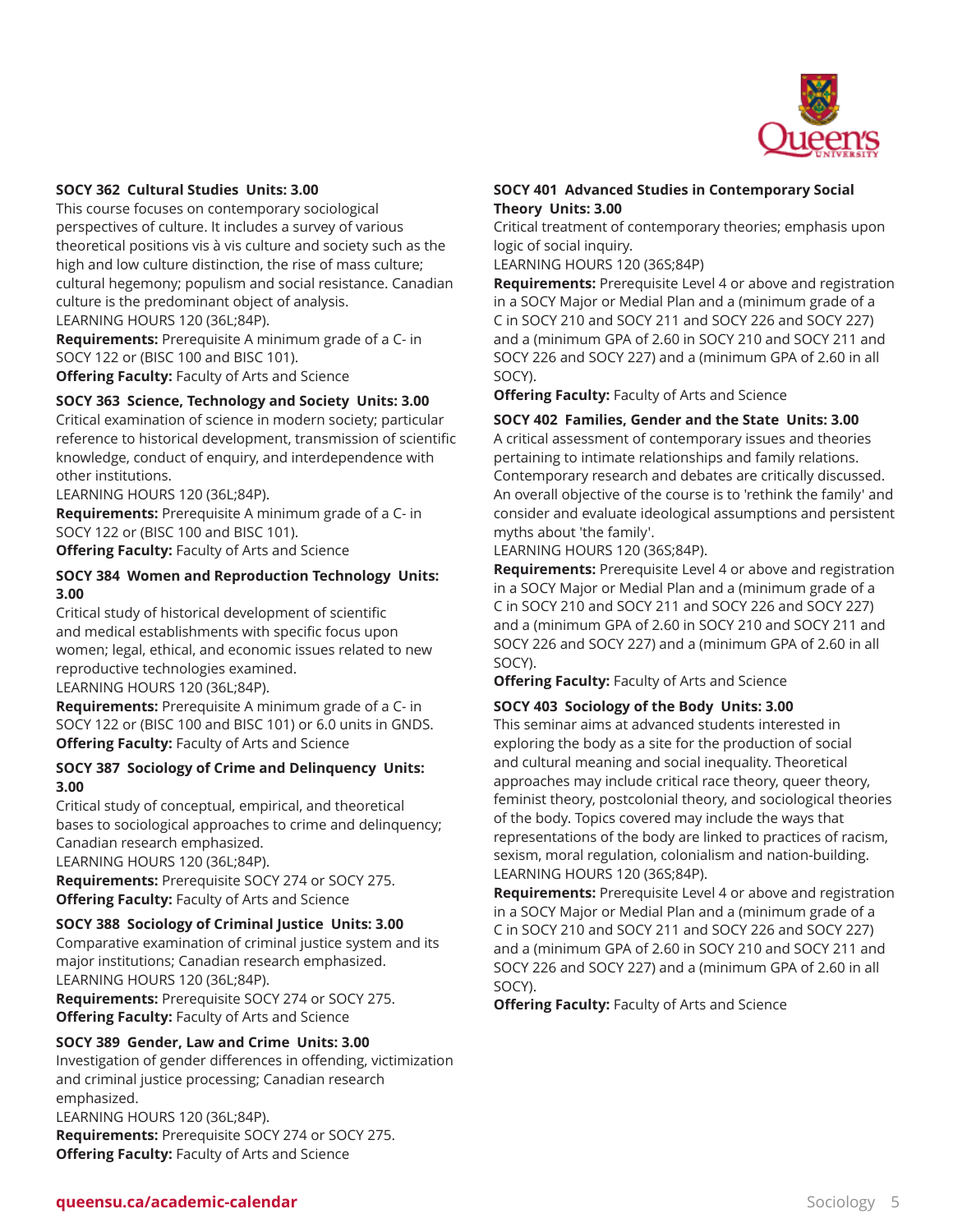**SOCY 362 Cultural Studies Units: 3.00**
This course focuses on contemporary sociological perspectives of culture. It includes a survey of various theoretical positions vis à vis culture and society such as the high and low culture distinction, the rise of mass culture; cultural hegemony; populism and social resistance. Canadian culture is the predominant object of analysis.
LEARNING HOURS 120 (36L;84P).
**Requirements:** Prerequisite A minimum grade of a C- in SOCY 122 or (BISC 100 and BISC 101).
**Offering Faculty:** Faculty of Arts and Science

**SOCY 363 Science, Technology and Society Units: 3.00**
Critical examination of science in modern society; particular reference to historical development, transmission of scientific knowledge, conduct of enquiry, and interdependence with other institutions.
LEARNING HOURS 120 (36L;84P).
**Requirements:** Prerequisite A minimum grade of a C- in SOCY 122 or (BISC 100 and BISC 101).
**Offering Faculty:** Faculty of Arts and Science

**SOCY 384 Women and Reproduction Technology Units: 3.00**
Critical study of historical development of scientific and medical establishments with specific focus upon women; legal, ethical, and economic issues related to new reproductive technologies examined.
LEARNING HOURS 120 (36L;84P).
**Requirements:** Prerequisite A minimum grade of a C- in SOCY 122 or (BISC 100 and BISC 101) or 6.0 units in GNDS.
**Offering Faculty:** Faculty of Arts and Science

**SOCY 387 Sociology of Crime and Delinquency Units: 3.00**
Critical study of conceptual, empirical, and theoretical bases to sociological approaches to crime and delinquency; Canadian research emphasized.
LEARNING HOURS 120 (36L;84P).
**Requirements:** Prerequisite SOCY 274 or SOCY 275.
**Offering Faculty:** Faculty of Arts and Science

**SOCY 388 Sociology of Criminal Justice Units: 3.00**
Comparative examination of criminal justice system and its major institutions; Canadian research emphasized.
LEARNING HOURS 120 (36L;84P).
**Requirements:** Prerequisite SOCY 274 or SOCY 275.
**Offering Faculty:** Faculty of Arts and Science

**SOCY 389 Gender, Law and Crime Units: 3.00**
Investigation of gender differences in offending, victimization and criminal justice processing; Canadian research emphasized.
LEARNING HOURS 120 (36L;84P).
**Requirements:** Prerequisite SOCY 274 or SOCY 275.
**Offering Faculty:** Faculty of Arts and Science

**SOCY 401 Advanced Studies in Contemporary Social Theory Units: 3.00**
Critical treatment of contemporary theories; emphasis upon logic of social inquiry.
LEARNING HOURS 120 (36S;84P)
**Requirements:** Prerequisite Level 4 or above and registration in a SOCY Major or Medial Plan and a (minimum grade of a C in SOCY 210 and SOCY 211 and SOCY 226 and SOCY 227) and a (minimum GPA of 2.60 in SOCY 210 and SOCY 211 and SOCY 226 and SOCY 227) and a (minimum GPA of 2.60 in all SOCY).
**Offering Faculty:** Faculty of Arts and Science

**SOCY 402 Families, Gender and the State Units: 3.00**
A critical assessment of contemporary issues and theories pertaining to intimate relationships and family relations. Contemporary research and debates are critically discussed. An overall objective of the course is to 'rethink the family' and consider and evaluate ideological assumptions and persistent myths about 'the family'.
LEARNING HOURS 120 (36S;84P).
**Requirements:** Prerequisite Level 4 or above and registration in a SOCY Major or Medial Plan and a (minimum grade of a C in SOCY 210 and SOCY 211 and SOCY 226 and SOCY 227) and a (minimum GPA of 2.60 in SOCY 210 and SOCY 211 and SOCY 226 and SOCY 227) and a (minimum GPA of 2.60 in all SOCY).
**Offering Faculty:** Faculty of Arts and Science

**SOCY 403 Sociology of the Body Units: 3.00**
This seminar aims at advanced students interested in exploring the body as a site for the production of social and cultural meaning and social inequality. Theoretical approaches may include critical race theory, queer theory, feminist theory, postcolonial theory, and sociological theories of the body. Topics covered may include the ways that representations of the body are linked to practices of racism, sexism, moral regulation, colonialism and nation-building.
LEARNING HOURS 120 (36S;84P).
**Requirements:** Prerequisite Level 4 or above and registration in a SOCY Major or Medial Plan and a (minimum grade of a C in SOCY 210 and SOCY 211 and SOCY 226 and SOCY 227) and a (minimum GPA of 2.60 in SOCY 210 and SOCY 211 and SOCY 226 and SOCY 227) and a (minimum GPA of 2.60 in all SOCY).
**Offering Faculty:** Faculty of Arts and Science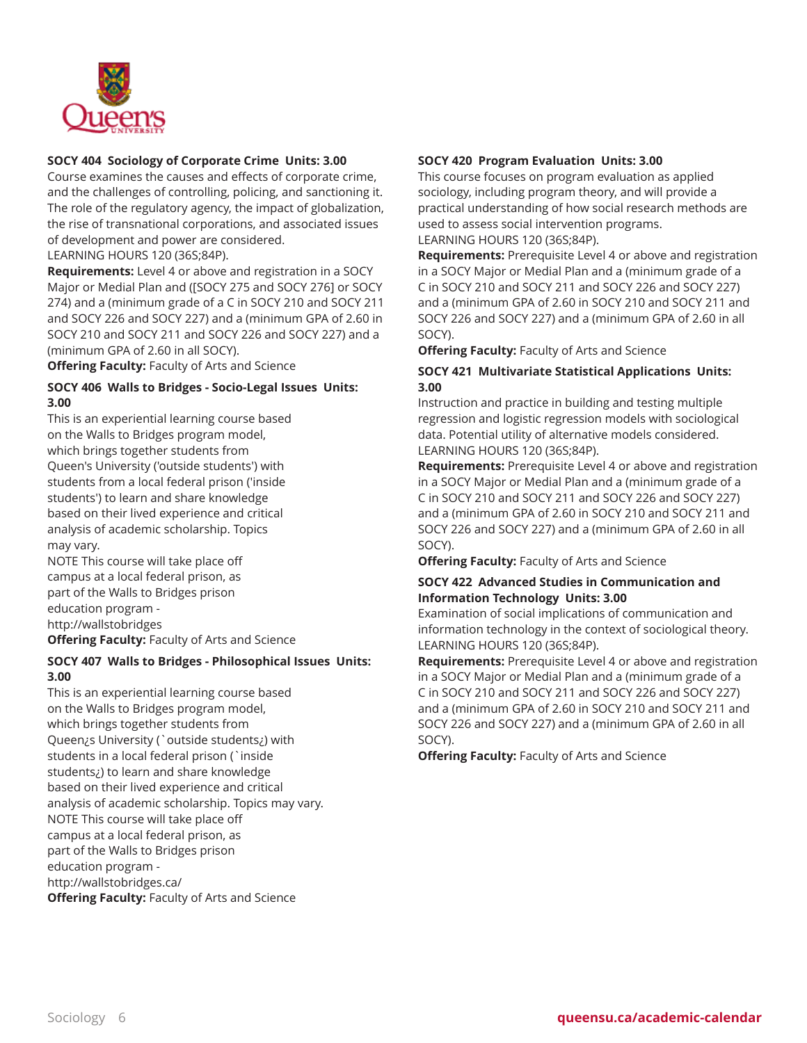**SOCY 404 Sociology of Corporate Crime Units: 3.00**

Course examines the causes and effects of corporate crime, and the challenges of controlling, policing, and sanctioning it. The role of the regulatory agency, the impact of globalization, the rise of transnational corporations, and associated issues of development and power are considered.
LEARNING HOURS 120 (36S;84P).

**Requirements:** Level 4 or above and registration in a SOCY Major or Medial Plan and ([SOCY 275 and SOCY 276] or SOCY 274) and a (minimum grade of a C in SOCY 210 and SOCY 211 and SOCY 226 and SOCY 227) and a (minimum GPA of 2.60 in SOCY 210 and SOCY 211 and SOCY 226 and SOCY 227) and a (minimum GPA of 2.60 in all SOCY).

**Offering Faculty:** Faculty of Arts and Science

**SOCY 406 Walls to Bridges - Socio-Legal Issues Units: 3.00**

This is an experiential learning course based on the Walls to Bridges program model, which brings together students from Queen's University ('outside students') with students from a local federal prison ('inside students') to learn and share knowledge based on their lived experience and critical analysis of academic scholarship. Topics may vary.

NOTE This course will take place off campus at a local federal prison, as part of the Walls to Bridges prison education program - http://wallstobridges

**Offering Faculty:** Faculty of Arts and Science

**SOCY 407 Walls to Bridges - Philosophical Issues Units: 3.00**

This is an experiential learning course based on the Walls to Bridges program model, which brings together students from Queen¿s University (`outside students¿) with students in a local federal prison (`inside students¿) to learn and share knowledge based on their lived experience and critical analysis of academic scholarship. Topics may vary.

NOTE This course will take place off campus at a local federal prison, as part of the Walls to Bridges prison education program - http://wallstobridges.ca/

**Offering Faculty:** Faculty of Arts and Science

**SOCY 420 Program Evaluation Units: 3.00**

This course focuses on program evaluation as applied sociology, including program theory, and will provide a practical understanding of how social research methods are used to assess social intervention programs.
LEARNING HOURS 120 (36S;84P).

**Requirements:** Prerequisite Level 4 or above and registration in a SOCY Major or Medial Plan and a (minimum grade of a C in SOCY 210 and SOCY 211 and SOCY 226 and SOCY 227) and a (minimum GPA of 2.60 in SOCY 210 and SOCY 211 and SOCY 226 and SOCY 227) and a (minimum GPA of 2.60 in all SOCY).

**Offering Faculty:** Faculty of Arts and Science

**SOCY 421 Multivariate Statistical Applications Units: 3.00**

Instruction and practice in building and testing multiple regression and logistic regression models with sociological data. Potential utility of alternative models considered.
LEARNING HOURS 120 (36S;84P).

**Requirements:** Prerequisite Level 4 or above and registration in a SOCY Major or Medial Plan and a (minimum grade of a C in SOCY 210 and SOCY 211 and SOCY 226 and SOCY 227) and a (minimum GPA of 2.60 in SOCY 210 and SOCY 211 and SOCY 226 and SOCY 227) and a (minimum GPA of 2.60 in all SOCY).

**Offering Faculty:** Faculty of Arts and Science

**SOCY 422 Advanced Studies in Communication and Information Technology Units: 3.00**

Examination of social implications of communication and information technology in the context of sociological theory.
LEARNING HOURS 120 (36S;84P).

**Requirements:** Prerequisite Level 4 or above and registration in a SOCY Major or Medial Plan and a (minimum grade of a C in SOCY 210 and SOCY 211 and SOCY 226 and SOCY 227) and a (minimum GPA of 2.60 in SOCY 210 and SOCY 211 and SOCY 226 and SOCY 227) and a (minimum GPA of 2.60 in all SOCY).

**Offering Faculty:** Faculty of Arts and Science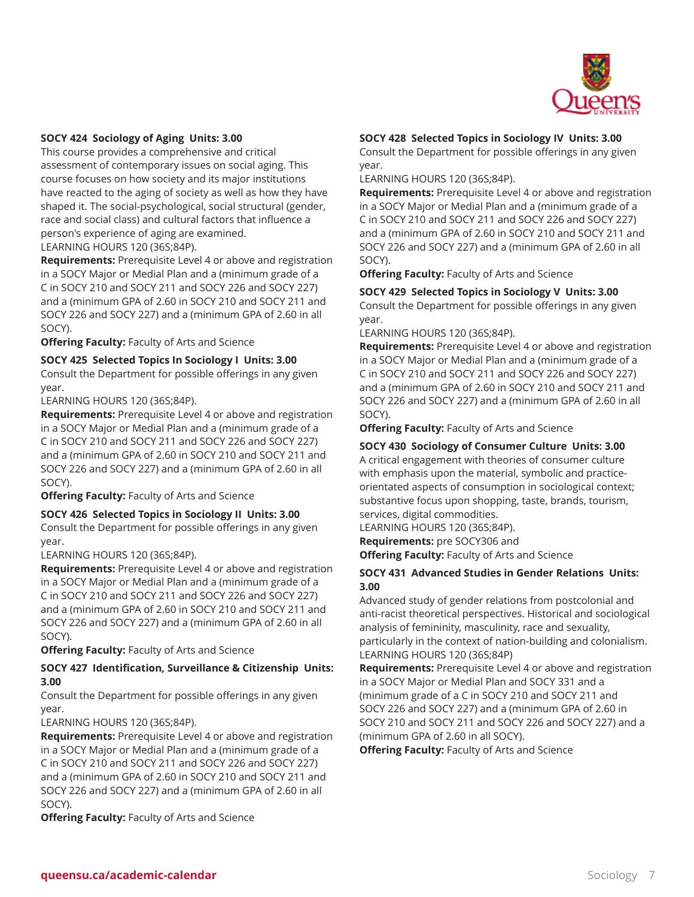**SOCY 424 Sociology of Aging Units: 3.00**

This course provides a comprehensive and critical assessment of contemporary issues on social aging. This course focuses on how society and its major institutions have reacted to the aging of society as well as how they have shaped it. The social-psychological, social structural (gender, race and social class) and cultural factors that influence a person's experience of aging are examined.
LEARNING HOURS 120 (36S;84P).
**Requirements:** Prerequisite Level 4 or above and registration in a SOCY Major or Medial Plan and a (minimum grade of a C in SOCY 210 and SOCY 211 and SOCY 226 and SOCY 227) and a (minimum GPA of 2.60 in SOCY 210 and SOCY 211 and SOCY 226 and SOCY 227) and a (minimum GPA of 2.60 in all SOCY).
**Offering Faculty:** Faculty of Arts and Science

**SOCY 425 Selected Topics In Sociology I Units: 3.00**

Consult the Department for possible offerings in any given year.
LEARNING HOURS 120 (36S;84P).
**Requirements:** Prerequisite Level 4 or above and registration in a SOCY Major or Medial Plan and a (minimum grade of a C in SOCY 210 and SOCY 211 and SOCY 226 and SOCY 227) and a (minimum GPA of 2.60 in SOCY 210 and SOCY 211 and SOCY 226 and SOCY 227) and a (minimum GPA of 2.60 in all SOCY).
**Offering Faculty:** Faculty of Arts and Science

**SOCY 426 Selected Topics in Sociology II Units: 3.00**

Consult the Department for possible offerings in any given year.
LEARNING HOURS 120 (36S;84P).
**Requirements:** Prerequisite Level 4 or above and registration in a SOCY Major or Medial Plan and a (minimum grade of a C in SOCY 210 and SOCY 211 and SOCY 226 and SOCY 227) and a (minimum GPA of 2.60 in SOCY 210 and SOCY 211 and SOCY 226 and SOCY 227) and a (minimum GPA of 2.60 in all SOCY).
**Offering Faculty:** Faculty of Arts and Science

**SOCY 427 Identification, Surveillance & Citizenship Units: 3.00**

Consult the Department for possible offerings in any given year.
LEARNING HOURS 120 (36S;84P).
**Requirements:** Prerequisite Level 4 or above and registration in a SOCY Major or Medial Plan and a (minimum grade of a C in SOCY 210 and SOCY 211 and SOCY 226 and SOCY 227) and a (minimum GPA of 2.60 in SOCY 210 and SOCY 211 and SOCY 226 and SOCY 227) and a (minimum GPA of 2.60 in all SOCY).
**Offering Faculty:** Faculty of Arts and Science

**SOCY 428 Selected Topics in Sociology IV Units: 3.00**

Consult the Department for possible offerings in any given year.
LEARNING HOURS 120 (36S;84P).
**Requirements:** Prerequisite Level 4 or above and registration in a SOCY Major or Medial Plan and a (minimum grade of a C in SOCY 210 and SOCY 211 and SOCY 226 and SOCY 227) and a (minimum GPA of 2.60 in SOCY 210 and SOCY 211 and SOCY 226 and SOCY 227) and a (minimum GPA of 2.60 in all SOCY).
**Offering Faculty:** Faculty of Arts and Science

**SOCY 429 Selected Topics in Sociology V Units: 3.00**

Consult the Department for possible offerings in any given year.
LEARNING HOURS 120 (36S;84P).
**Requirements:** Prerequisite Level 4 or above and registration in a SOCY Major or Medial Plan and a (minimum grade of a C in SOCY 210 and SOCY 211 and SOCY 226 and SOCY 227) and a (minimum GPA of 2.60 in SOCY 210 and SOCY 211 and SOCY 226 and SOCY 227) and a (minimum GPA of 2.60 in all SOCY).
**Offering Faculty:** Faculty of Arts and Science

**SOCY 430 Sociology of Consumer Culture Units: 3.00**

A critical engagement with theories of consumer culture with emphasis upon the material, symbolic and practice-orientated aspects of consumption in sociological context; substantive focus upon shopping, taste, brands, tourism, services, digital commodities.
LEARNING HOURS 120 (36S;84P).
**Requirements:** pre SOCY306 and
**Offering Faculty:** Faculty of Arts and Science

**SOCY 431 Advanced Studies in Gender Relations Units: 3.00**

Advanced study of gender relations from postcolonial and anti-racist theoretical perspectives. Historical and sociological analysis of femininity, masculinity, race and sexuality, particularly in the context of nation-building and colonialism.
LEARNING HOURS 120 (36S;84P)
**Requirements:** Prerequisite Level 4 or above and registration in a SOCY Major or Medial Plan and SOCY 331 and a (minimum grade of a C in SOCY 210 and SOCY 211 and SOCY 226 and SOCY 227) and a (minimum GPA of 2.60 in SOCY 210 and SOCY 211 and SOCY 226 and SOCY 227) and a (minimum GPA of 2.60 in all SOCY).
**Offering Faculty:** Faculty of Arts and Science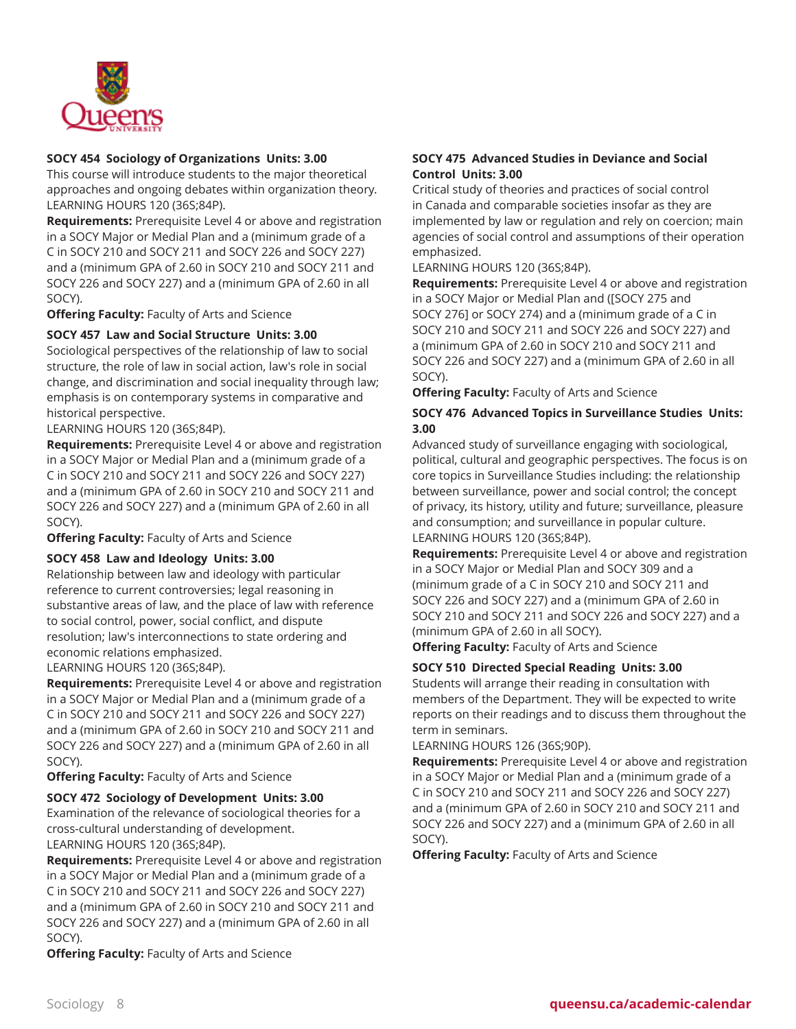### SOCY 454 Sociology of Organizations Units: 3.00

This course will introduce students to the major theoretical approaches and ongoing debates within organization theory.
LEARNING HOURS 120 (36S;84P).

**Requirements:** Prerequisite Level 4 or above and registration in a SOCY Major or Medial Plan and a (minimum grade of a C in SOCY 210 and SOCY 211 and SOCY 226 and SOCY 227) and a (minimum GPA of 2.60 in SOCY 210 and SOCY 211 and SOCY 226 and SOCY 227) and a (minimum GPA of 2.60 in all SOCY).

**Offering Faculty:** Faculty of Arts and Science

### SOCY 457 Law and Social Structure Units: 3.00

Sociological perspectives of the relationship of law to social structure, the role of law in social action, law's role in social change, and discrimination and social inequality through law; emphasis is on contemporary systems in comparative and historical perspective.
LEARNING HOURS 120 (36S;84P).

**Requirements:** Prerequisite Level 4 or above and registration in a SOCY Major or Medial Plan and a (minimum grade of a C in SOCY 210 and SOCY 211 and SOCY 226 and SOCY 227) and a (minimum GPA of 2.60 in SOCY 210 and SOCY 211 and SOCY 226 and SOCY 227) and a (minimum GPA of 2.60 in all SOCY).

**Offering Faculty:** Faculty of Arts and Science

### SOCY 458 Law and Ideology Units: 3.00

Relationship between law and ideology with particular reference to current controversies; legal reasoning in substantive areas of law, and the place of law with reference to social control, power, social conflict, and dispute resolution; law's interconnections to state ordering and economic relations emphasized.
LEARNING HOURS 120 (36S;84P).

**Requirements:** Prerequisite Level 4 or above and registration in a SOCY Major or Medial Plan and a (minimum grade of a C in SOCY 210 and SOCY 211 and SOCY 226 and SOCY 227) and a (minimum GPA of 2.60 in SOCY 210 and SOCY 211 and SOCY 226 and SOCY 227) and a (minimum GPA of 2.60 in all SOCY).

**Offering Faculty:** Faculty of Arts and Science

### SOCY 472 Sociology of Development Units: 3.00

Examination of the relevance of sociological theories for a cross-cultural understanding of development.
LEARNING HOURS 120 (36S;84P).

**Requirements:** Prerequisite Level 4 or above and registration in a SOCY Major or Medial Plan and a (minimum grade of a C in SOCY 210 and SOCY 211 and SOCY 226 and SOCY 227) and a (minimum GPA of 2.60 in SOCY 210 and SOCY 211 and SOCY 226 and SOCY 227) and a (minimum GPA of 2.60 in all SOCY).

**Offering Faculty:** Faculty of Arts and Science

### SOCY 475 Advanced Studies in Deviance and Social Control Units: 3.00

Critical study of theories and practices of social control in Canada and comparable societies insofar as they are implemented by law or regulation and rely on coercion; main agencies of social control and assumptions of their operation emphasized.
LEARNING HOURS 120 (36S;84P).

**Requirements:** Prerequisite Level 4 or above and registration in a SOCY Major or Medial Plan and ([SOCY 275 and SOCY 276] or SOCY 274) and a (minimum grade of a C in SOCY 210 and SOCY 211 and SOCY 226 and SOCY 227) and a (minimum GPA of 2.60 in SOCY 210 and SOCY 211 and SOCY 226 and SOCY 227) and a (minimum GPA of 2.60 in all SOCY).

**Offering Faculty:** Faculty of Arts and Science

### SOCY 476 Advanced Topics in Surveillance Studies Units: 3.00

Advanced study of surveillance engaging with sociological, political, cultural and geographic perspectives. The focus is on core topics in Surveillance Studies including: the relationship between surveillance, power and social control; the concept of privacy, its history, utility and future; surveillance, pleasure and consumption; and surveillance in popular culture.
LEARNING HOURS 120 (36S;84P).

**Requirements:** Prerequisite Level 4 or above and registration in a SOCY Major or Medial Plan and SOCY 309 and a (minimum grade of a C in SOCY 210 and SOCY 211 and SOCY 226 and SOCY 227) and a (minimum GPA of 2.60 in SOCY 210 and SOCY 211 and SOCY 226 and SOCY 227) and a (minimum GPA of 2.60 in all SOCY).

**Offering Faculty:** Faculty of Arts and Science

### SOCY 510 Directed Special Reading Units: 3.00

Students will arrange their reading in consultation with members of the Department. They will be expected to write reports on their readings and to discuss them throughout the term in seminars.
LEARNING HOURS 126 (36S;90P).

**Requirements:** Prerequisite Level 4 or above and registration in a SOCY Major or Medial Plan and a (minimum grade of a C in SOCY 210 and SOCY 211 and SOCY 226 and SOCY 227) and a (minimum GPA of 2.60 in SOCY 210 and SOCY 211 and SOCY 226 and SOCY 227) and a (minimum GPA of 2.60 in all SOCY).

**Offering Faculty:** Faculty of Arts and Science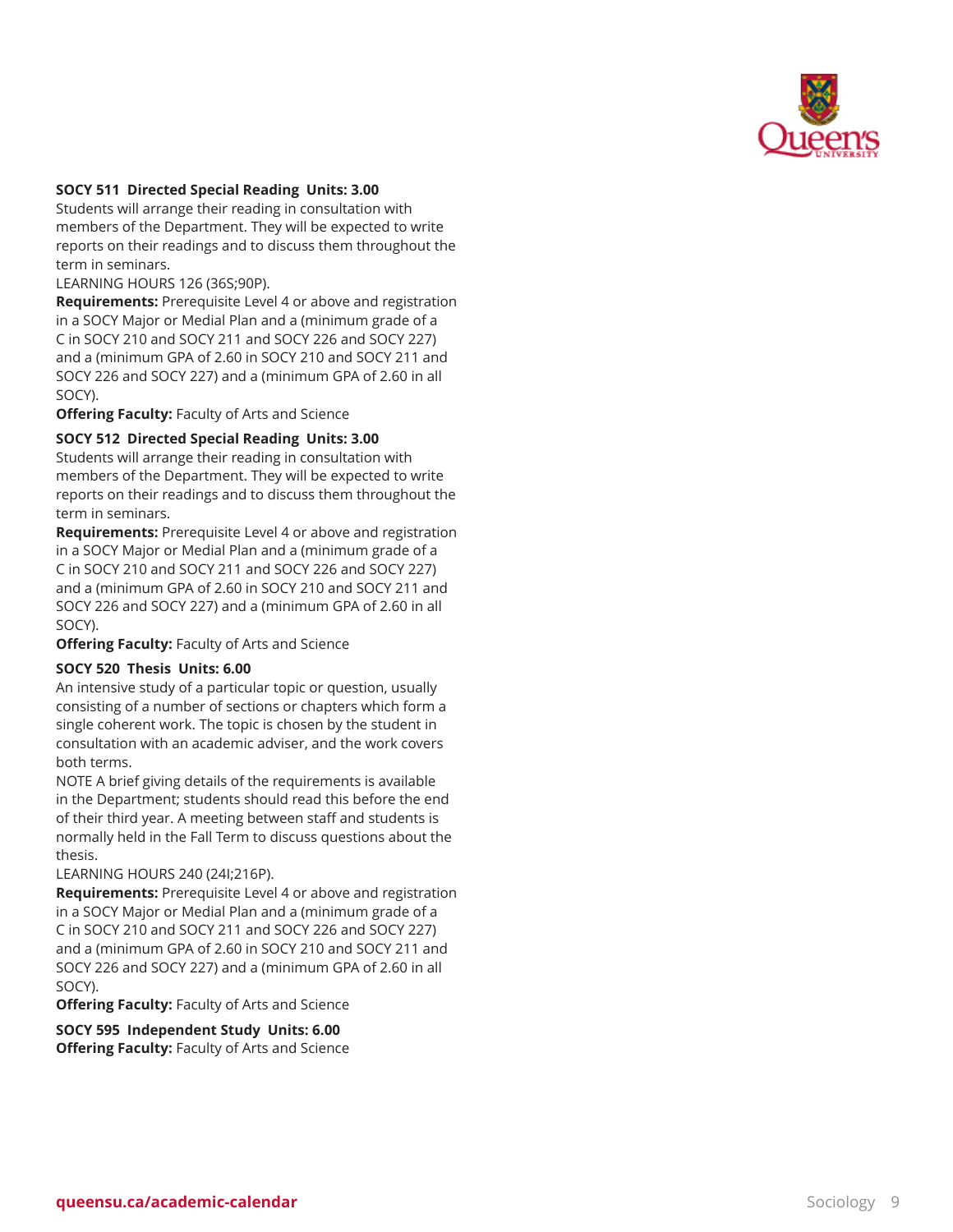**SOCY 511 Directed Special Reading Units: 3.00**
Students will arrange their reading in consultation with members of the Department. They will be expected to write reports on their readings and to discuss them throughout the term in seminars.
LEARNING HOURS 126 (36S;90P).
**Requirements:** Prerequisite Level 4 or above and registration in a SOCY Major or Medial Plan and a (minimum grade of a C in SOCY 210 and SOCY 211 and SOCY 226 and SOCY 227) and a (minimum GPA of 2.60 in SOCY 210 and SOCY 211 and SOCY 226 and SOCY 227) and a (minimum GPA of 2.60 in all SOCY).
**Offering Faculty:** Faculty of Arts and Science

**SOCY 512 Directed Special Reading Units: 3.00**
Students will arrange their reading in consultation with members of the Department. They will be expected to write reports on their readings and to discuss them throughout the term in seminars.
**Requirements:** Prerequisite Level 4 or above and registration in a SOCY Major or Medial Plan and a (minimum grade of a C in SOCY 210 and SOCY 211 and SOCY 226 and SOCY 227) and a (minimum GPA of 2.60 in SOCY 210 and SOCY 211 and SOCY 226 and SOCY 227) and a (minimum GPA of 2.60 in all SOCY).
**Offering Faculty:** Faculty of Arts and Science

**SOCY 520 Thesis Units: 6.00**
An intensive study of a particular topic or question, usually consisting of a number of sections or chapters which form a single coherent work. The topic is chosen by the student in consultation with an academic adviser, and the work covers both terms.
NOTE A brief giving details of the requirements is available in the Department; students should read this before the end of their third year. A meeting between staff and students is normally held in the Fall Term to discuss questions about the thesis.
LEARNING HOURS 240 (24I;216P).
**Requirements:** Prerequisite Level 4 or above and registration in a SOCY Major or Medial Plan and a (minimum grade of a C in SOCY 210 and SOCY 211 and SOCY 226 and SOCY 227) and a (minimum GPA of 2.60 in SOCY 210 and SOCY 211 and SOCY 226 and SOCY 227) and a (minimum GPA of 2.60 in all SOCY).
**Offering Faculty:** Faculty of Arts and Science

**SOCY 595 Independent Study Units: 6.00**
**Offering Faculty:** Faculty of Arts and Science